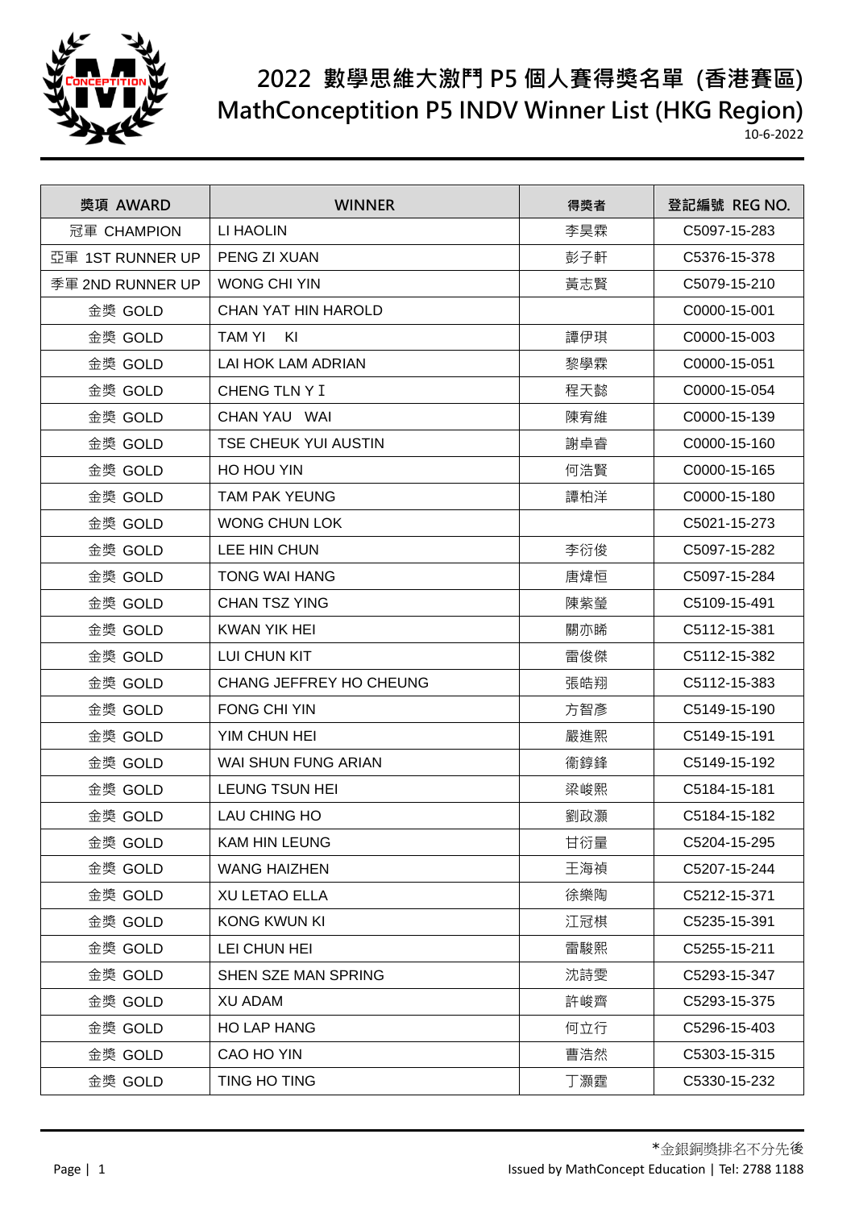# 2022 數學思維大激鬥 P5 個人賽得獎名單 (香港賽區)
# MathConceptition P5 INDV Winner List (HKG Region)

10-6-2022

| 獎項 AWARD | WINNER | 得獎者 | 登記編號 REG NO. |
|---|---|---|---|
| 冠軍 CHAMPION | LI HAOLIN | 李昊霖 | C5097-15-283 |
| 亞軍 1ST RUNNER UP | PENG ZI XUAN | 彭子軒 | C5376-15-378 |
| 季軍 2ND RUNNER UP | WONG CHI YIN | 黃志賢 | C5079-15-210 |
| 金獎 GOLD | CHAN YAT HIN HAROLD | | C0000-15-001 |
| 金獎 GOLD | TAM YI KI | 譚伊琪 | C0000-15-003 |
| 金獎 GOLD | LAI HOK LAM ADRIAN | 黎學霖 | C0000-15-051 |
| 金獎 GOLD | CHENG TLN Y I | 程天懿 | C0000-15-054 |
| 金獎 GOLD | CHAN YAU WAI | 陳宥維 | C0000-15-139 |
| 金獎 GOLD | TSE CHEUK YUI AUSTIN | 謝卓睿 | C0000-15-160 |
| 金獎 GOLD | HO HOU YIN | 何浩賢 | C0000-15-165 |
| 金獎 GOLD | TAM PAK YEUNG | 譚柏洋 | C0000-15-180 |
| 金獎 GOLD | WONG CHUN LOK | | C5021-15-273 |
| 金獎 GOLD | LEE HIN CHUN | 李衍俊 | C5097-15-282 |
| 金獎 GOLD | TONG WAI HANG | 唐煒恒 | C5097-15-284 |
| 金獎 GOLD | CHAN TSZ YING | 陳紫瑩 | C5109-15-491 |
| 金獎 GOLD | KWAN YIK HEI | 關亦睎 | C5112-15-381 |
| 金獎 GOLD | LUI CHUN KIT | 雷俊傑 | C5112-15-382 |
| 金獎 GOLD | CHANG JEFFREY HO CHEUNG | 張皓翔 | C5112-15-383 |
| 金獎 GOLD | FONG CHI YIN | 方智彥 | C5149-15-190 |
| 金獎 GOLD | YIM CHUN HEI | 嚴進熙 | C5149-15-191 |
| 金獎 GOLD | WAI SHUN FUNG ARIAN | 衛錞鋒 | C5149-15-192 |
| 金獎 GOLD | LEUNG TSUN HEI | 梁峻熙 | C5184-15-181 |
| 金獎 GOLD | LAU CHING HO | 劉政灝 | C5184-15-182 |
| 金獎 GOLD | KAM HIN LEUNG | 甘衍量 | C5204-15-295 |
| 金獎 GOLD | WANG HAIZHEN | 王海禎 | C5207-15-244 |
| 金獎 GOLD | XU LETAO ELLA | 徐樂陶 | C5212-15-371 |
| 金獎 GOLD | KONG KWUN KI | 江冠棋 | C5235-15-391 |
| 金獎 GOLD | LEI CHUN HEI | 雷駿熙 | C5255-15-211 |
| 金獎 GOLD | SHEN SZE MAN SPRING | 沈詩雯 | C5293-15-347 |
| 金獎 GOLD | XU ADAM | 許峻齊 | C5293-15-375 |
| 金獎 GOLD | HO LAP HANG | 何立行 | C5296-15-403 |
| 金獎 GOLD | CAO HO YIN | 曹浩然 | C5303-15-315 |
| 金獎 GOLD | TING HO TING | 丁灝霆 | C5330-15-232 |

*金銀銅獎排名不分先後

Issued by MathConcept Education | Tel: 2788 1188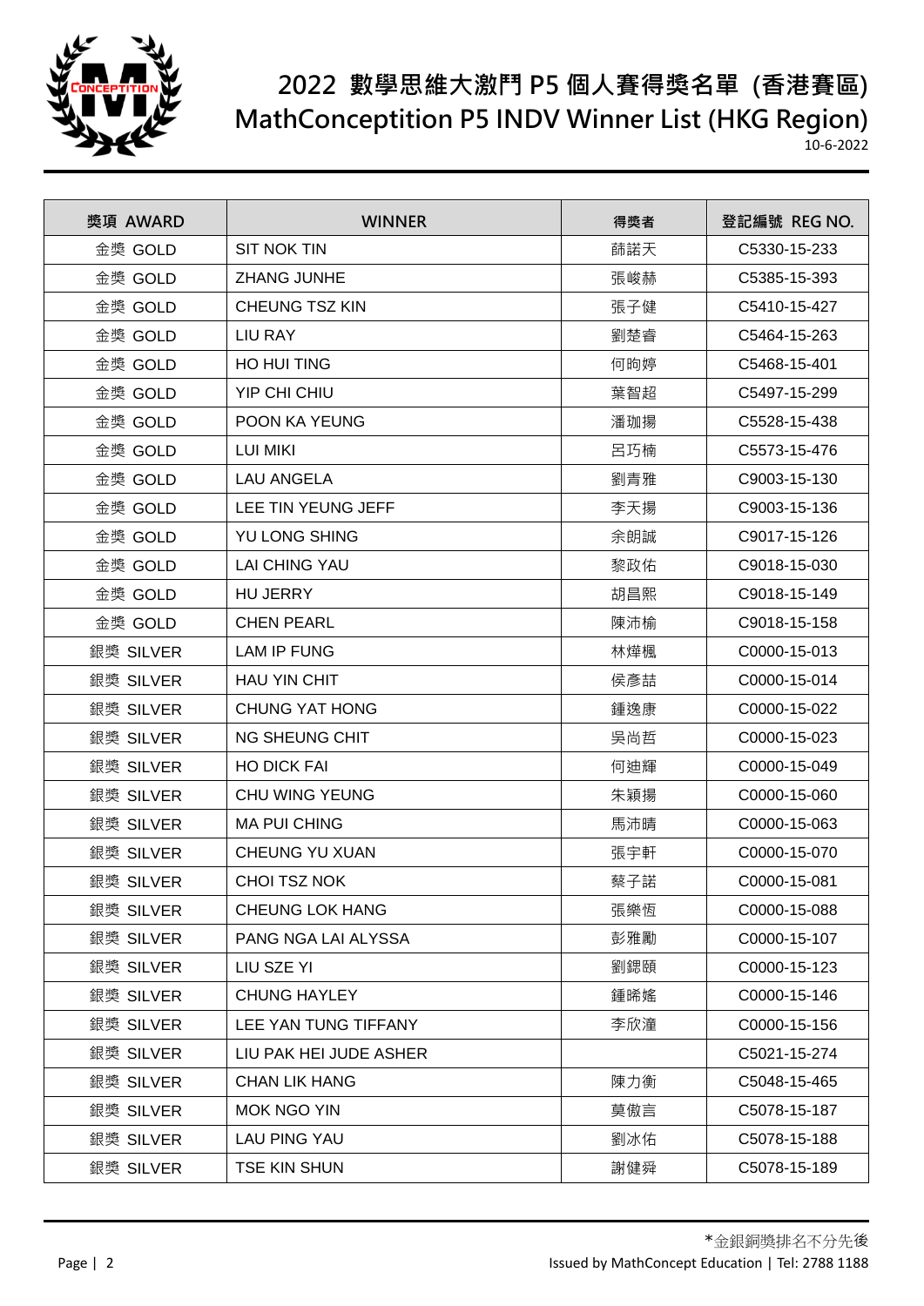# 2022 數學思維大激鬥 P5 個人賽得獎名單 (香港賽區)

# MathConceptition P5 INDV Winner List (HKG Region)

10-6-2022

| 獎項 AWARD | WINNER | 得獎者 | 登記編號 REG NO. |
|---|---|---|---|
| 金獎 GOLD | SIT NOK TIN | 薛諾天 | C5330-15-233 |
| 金獎 GOLD | ZHANG JUNHE | 張峻赫 | C5385-15-393 |
| 金獎 GOLD | CHEUNG TSZ KIN | 張子健 | C5410-15-427 |
| 金獎 GOLD | LIU RAY | 劉楚睿 | C5464-15-263 |
| 金獎 GOLD | HO HUI TING | 何昫婷 | C5468-15-401 |
| 金獎 GOLD | YIP CHI CHIU | 葉智超 | C5497-15-299 |
| 金獎 GOLD | POON KA YEUNG | 潘珈揚 | C5528-15-438 |
| 金獎 GOLD | LUI MIKI | 呂巧楠 | C5573-15-476 |
| 金獎 GOLD | LAU ANGELA | 劉青雅 | C9003-15-130 |
| 金獎 GOLD | LEE TIN YEUNG JEFF | 李天揚 | C9003-15-136 |
| 金獎 GOLD | YU LONG SHING | 余朗誠 | C9017-15-126 |
| 金獎 GOLD | LAI CHING YAU | 黎政佑 | C9018-15-030 |
| 金獎 GOLD | HU JERRY | 胡昌熙 | C9018-15-149 |
| 金獎 GOLD | CHEN PEARL | 陳沛榆 | C9018-15-158 |
| 銀獎 SILVER | LAM IP FUNG | 林燁楓 | C0000-15-013 |
| 銀獎 SILVER | HAU YIN CHIT | 侯彥喆 | C0000-15-014 |
| 銀獎 SILVER | CHUNG YAT HONG | 鍾逸康 | C0000-15-022 |
| 銀獎 SILVER | NG SHEUNG CHIT | 吳尚哲 | C0000-15-023 |
| 銀獎 SILVER | HO DICK FAI | 何迪輝 | C0000-15-049 |
| 銀獎 SILVER | CHU WING YEUNG | 朱穎揚 | C0000-15-060 |
| 銀獎 SILVER | MA PUI CHING | 馬沛晴 | C0000-15-063 |
| 銀獎 SILVER | CHEUNG YU XUAN | 張宇軒 | C0000-15-070 |
| 銀獎 SILVER | CHOI TSZ NOK | 蔡子諾 | C0000-15-081 |
| 銀獎 SILVER | CHEUNG LOK HANG | 張樂恆 | C0000-15-088 |
| 銀獎 SILVER | PANG NGA LAI ALYSSA | 彭雅勵 | C0000-15-107 |
| 銀獎 SILVER | LIU SZE YI | 劉鍶頤 | C0000-15-123 |
| 銀獎 SILVER | CHUNG HAYLEY | 鍾晞媱 | C0000-15-146 |
| 銀獎 SILVER | LEE YAN TUNG TIFFANY | 李欣潼 | C0000-15-156 |
| 銀獎 SILVER | LIU PAK HEI JUDE ASHER | | C5021-15-274 |
| 銀獎 SILVER | CHAN LIK HANG | 陳力衡 | C5048-15-465 |
| 銀獎 SILVER | MOK NGO YIN | 莫傲言 | C5078-15-187 |
| 銀獎 SILVER | LAU PING YAU | 劉冰佑 | C5078-15-188 |
| 銀獎 SILVER | TSE KIN SHUN | 謝健舜 | C5078-15-189 |

*金銀銅獎排名不分先後

Issued by MathConcept Education | Tel: 2788 1188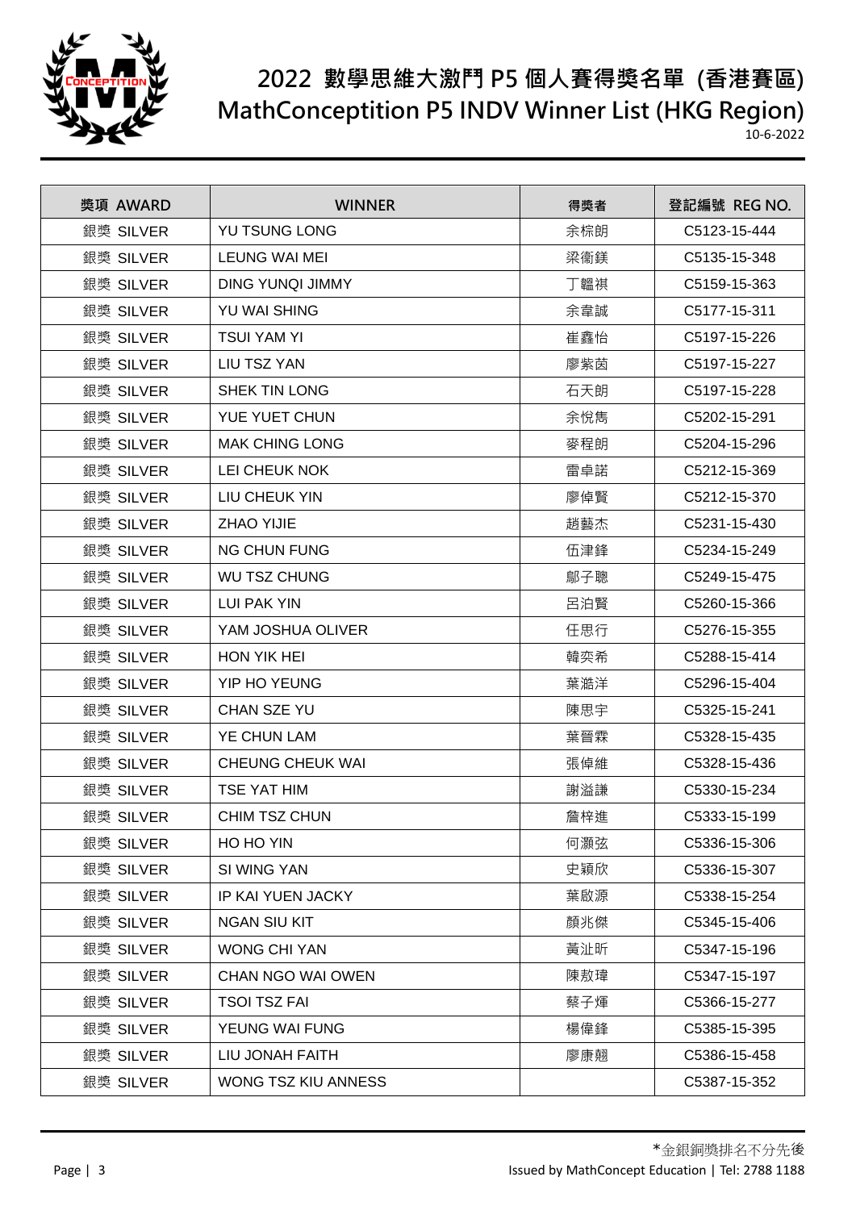# 2022 數學思維大激鬥 P5 個人賽得獎名單 (香港賽區)

# MathConceptition P5 INDV Winner List (HKG Region)

10-6-2022

| 獎項 AWARD | WINNER | 得獎者 | 登記編號 REG NO. |
|---|---|---|---|
| 銀獎 SILVER | YU TSUNG LONG | 余棕朗 | C5123-15-444 |
| 銀獎 SILVER | LEUNG WAI MEI | 梁衞鎂 | C5135-15-348 |
| 銀獎 SILVER | DING YUNQI JIMMY | 丁韞祺 | C5159-15-363 |
| 銀獎 SILVER | YU WAI SHING | 余韋誠 | C5177-15-311 |
| 銀獎 SILVER | TSUI YAM YI | 崔鑫怡 | C5197-15-226 |
| 銀獎 SILVER | LIU TSZ YAN | 廖紫茵 | C5197-15-227 |
| 銀獎 SILVER | SHEK TIN LONG | 石天朗 | C5197-15-228 |
| 銀獎 SILVER | YUE YUET CHUN | 余悅雋 | C5202-15-291 |
| 銀獎 SILVER | MAK CHING LONG | 麥程朗 | C5204-15-296 |
| 銀獎 SILVER | LEI CHEUK NOK | 雷卓諾 | C5212-15-369 |
| 銀獎 SILVER | LIU CHEUK YIN | 廖倬賢 | C5212-15-370 |
| 銀獎 SILVER | ZHAO YIJIE | 趙藝杰 | C5231-15-430 |
| 銀獎 SILVER | NG CHUN FUNG | 伍津鋒 | C5234-15-249 |
| 銀獎 SILVER | WU TSZ CHUNG | 鄔子聰 | C5249-15-475 |
| 銀獎 SILVER | LUI PAK YIN | 呂泊賢 | C5260-15-366 |
| 銀獎 SILVER | YAM JOSHUA OLIVER | 任思行 | C5276-15-355 |
| 銀獎 SILVER | HON YIK HEI | 韓奕希 | C5288-15-414 |
| 銀獎 SILVER | YIP HO YEUNG | 葉澔洋 | C5296-15-404 |
| 銀獎 SILVER | CHAN SZE YU | 陳思宇 | C5325-15-241 |
| 銀獎 SILVER | YE CHUN LAM | 葉晉霖 | C5328-15-435 |
| 銀獎 SILVER | CHEUNG CHEUK WAI | 張倬維 | C5328-15-436 |
| 銀獎 SILVER | TSE YAT HIM | 謝溢謙 | C5330-15-234 |
| 銀獎 SILVER | CHIM TSZ CHUN | 詹梓進 | C5333-15-199 |
| 銀獎 SILVER | HO HO YIN | 何灝弦 | C5336-15-306 |
| 銀獎 SILVER | SI WING YAN | 史穎欣 | C5336-15-307 |
| 銀獎 SILVER | IP KAI YUEN JACKY | 葉啟源 | C5338-15-254 |
| 銀獎 SILVER | NGAN SIU KIT | 顏兆傑 | C5345-15-406 |
| 銀獎 SILVER | WONG CHI YAN | 黃沚昕 | C5347-15-196 |
| 銀獎 SILVER | CHAN NGO WAI OWEN | 陳敖瑋 | C5347-15-197 |
| 銀獎 SILVER | TSOI TSZ FAI | 蔡子煇 | C5366-15-277 |
| 銀獎 SILVER | YEUNG WAI FUNG | 楊偉鋒 | C5385-15-395 |
| 銀獎 SILVER | LIU JONAH FAITH | 廖康翹 | C5386-15-458 |
| 銀獎 SILVER | WONG TSZ KIU ANNESS | | C5387-15-352 |

*金銀銅獎排名不分先後

Issued by MathConcept Education | Tel: 2788 1188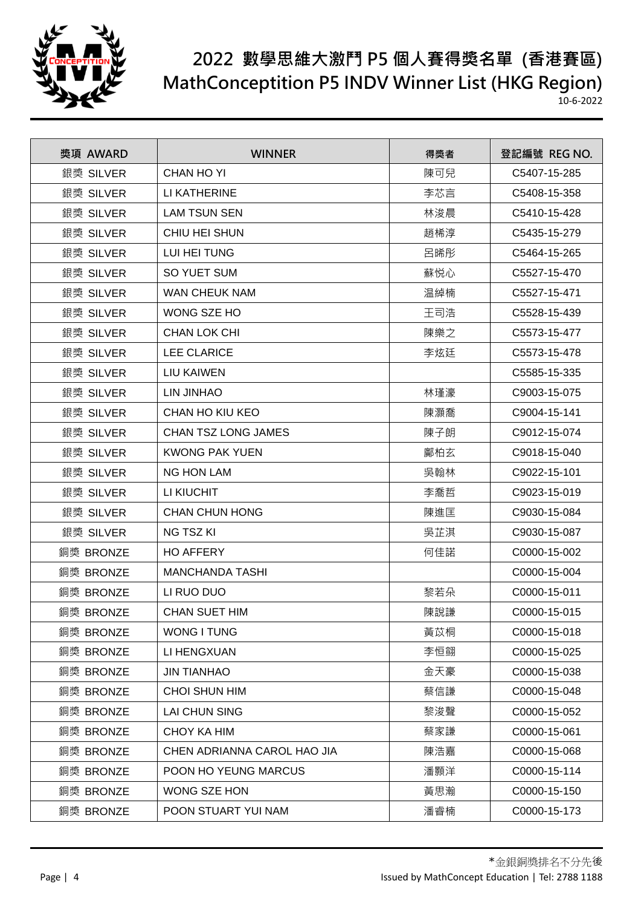# 2022 數學思維大激鬥 P5 個人賽得獎名單 (香港賽區)

# MathConceptition P5 INDV Winner List (HKG Region)

10-6-2022

| 獎項 AWARD | WINNER | 得獎者 | 登記編號 REG NO. |
|---|---|---|---|
| 銀獎 SILVER | CHAN HO YI | 陳可兒 | C5407-15-285 |
| 銀獎 SILVER | LI KATHERINE | 李芯言 | C5408-15-358 |
| 銀獎 SILVER | LAM TSUN SEN | 林浚晨 | C5410-15-428 |
| 銀獎 SILVER | CHIU HEI SHUN | 趙稀淳 | C5435-15-279 |
| 銀獎 SILVER | LUI HEI TUNG | 呂晞彤 | C5464-15-265 |
| 銀獎 SILVER | SO YUET SUM | 蘇悦心 | C5527-15-470 |
| 銀獎 SILVER | WAN CHEUK NAM | 温綽楠 | C5527-15-471 |
| 銀獎 SILVER | WONG SZE HO | 王司浩 | C5528-15-439 |
| 銀獎 SILVER | CHAN LOK CHI | 陳樂之 | C5573-15-477 |
| 銀獎 SILVER | LEE CLARICE | 李炫廷 | C5573-15-478 |
| 銀獎 SILVER | LIU KAIWEN | | C5585-15-335 |
| 銀獎 SILVER | LIN JINHAO | 林瑾濠 | C9003-15-075 |
| 銀獎 SILVER | CHAN HO KIU KEO | 陳灝喬 | C9004-15-141 |
| 銀獎 SILVER | CHAN TSZ LONG JAMES | 陳子朗 | C9012-15-074 |
| 銀獎 SILVER | KWONG PAK YUEN | 鄺柏玄 | C9018-15-040 |
| 銀獎 SILVER | NG HON LAM | 吳翰林 | C9022-15-101 |
| 銀獎 SILVER | LI KIUCHIT | 李喬哲 | C9023-15-019 |
| 銀獎 SILVER | CHAN CHUN HONG | 陳進匡 | C9030-15-084 |
| 銀獎 SILVER | NG TSZ KI | 吳芷淇 | C9030-15-087 |
| 銅獎 BRONZE | HO AFFERY | 何佳諾 | C0000-15-002 |
| 銅獎 BRONZE | MANCHANDA TASHI | | C0000-15-004 |
| 銅獎 BRONZE | LI RUO DUO | 黎若朵 | C0000-15-011 |
| 銅獎 BRONZE | CHAN SUET HIM | 陳說謙 | C0000-15-015 |
| 銅獎 BRONZE | WONG I TUNG | 黃苡桐 | C0000-15-018 |
| 銅獎 BRONZE | LI HENGXUAN | 李恒翾 | C0000-15-025 |
| 銅獎 BRONZE | JIN TIANHAO | 金天豪 | C0000-15-038 |
| 銅獎 BRONZE | CHOI SHUN HIM | 蔡信謙 | C0000-15-048 |
| 銅獎 BRONZE | LAI CHUN SING | 黎浚聲 | C0000-15-052 |
| 銅獎 BRONZE | CHOY KA HIM | 蔡家謙 | C0000-15-061 |
| 銅獎 BRONZE | CHEN ADRIANNA CAROL HAO JIA | 陳浩嘉 | C0000-15-068 |
| 銅獎 BRONZE | POON HO YEUNG MARCUS | 潘顥洋 | C0000-15-114 |
| 銅獎 BRONZE | WONG SZE HON | 黃思瀚 | C0000-15-150 |
| 銅獎 BRONZE | POON STUART YUI NAM | 潘睿楠 | C0000-15-173 |

*金銀銅獎排名不分先後

Issued by MathConcept Education | Tel: 2788 1188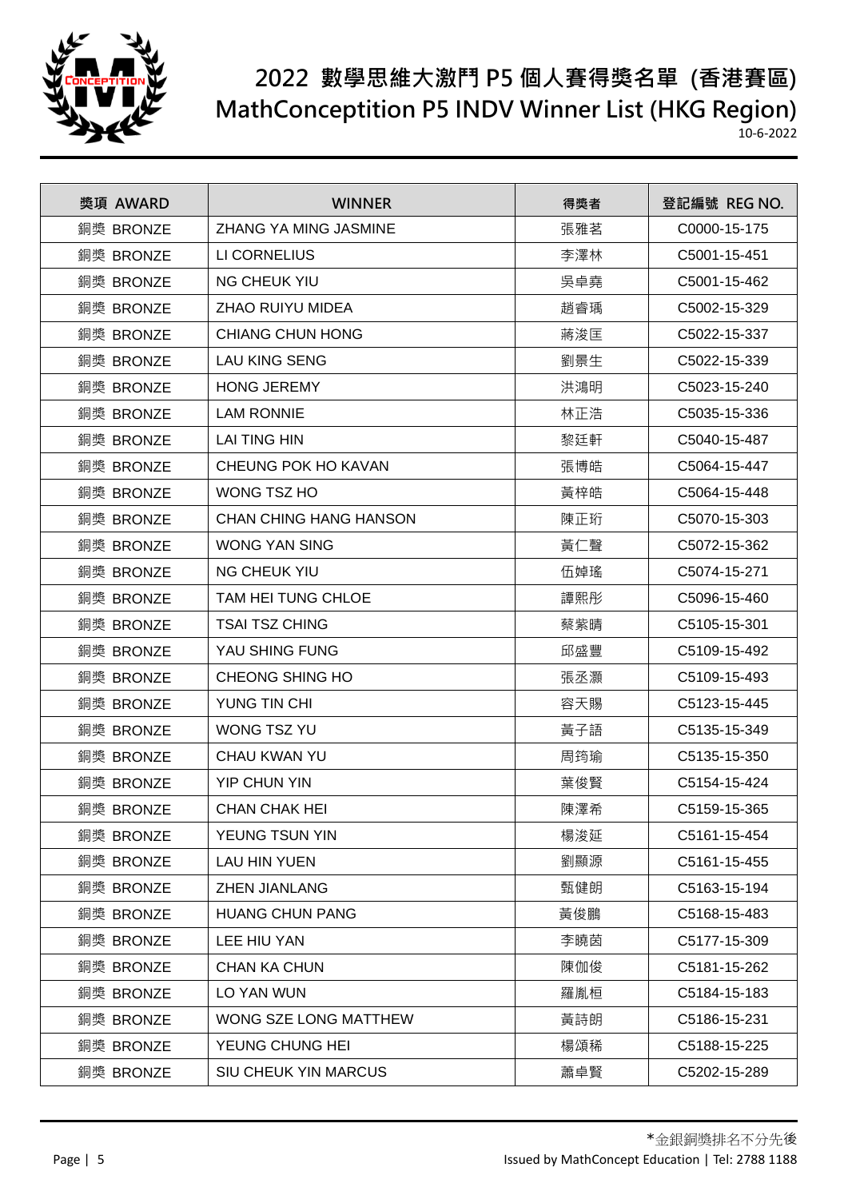# 2022 數學思維大激鬥 P5 個人賽得獎名單 (香港賽區)
# MathConceptition P5 INDV Winner List (HKG Region)

10-6-2022

| 獎項 AWARD | WINNER | 得獎者 | 登記編號 REG NO. |
|---|---|---|---|
| 銅獎 BRONZE | ZHANG YA MING JASMINE | 張雅茗 | C0000-15-175 |
| 銅獎 BRONZE | LI CORNELIUS | 李澤林 | C5001-15-451 |
| 銅獎 BRONZE | NG CHEUK YIU | 吳卓堯 | C5001-15-462 |
| 銅獎 BRONZE | ZHAO RUIYU MIDEA | 趙睿瑀 | C5002-15-329 |
| 銅獎 BRONZE | CHIANG CHUN HONG | 蔣浚匡 | C5022-15-337 |
| 銅獎 BRONZE | LAU KING SENG | 劉景生 | C5022-15-339 |
| 銅獎 BRONZE | HONG JEREMY | 洪鴻明 | C5023-15-240 |
| 銅獎 BRONZE | LAM RONNIE | 林正浩 | C5035-15-336 |
| 銅獎 BRONZE | LAI TING HIN | 黎廷軒 | C5040-15-487 |
| 銅獎 BRONZE | CHEUNG POK HO KAVAN | 張博皓 | C5064-15-447 |
| 銅獎 BRONZE | WONG TSZ HO | 黃梓皓 | C5064-15-448 |
| 銅獎 BRONZE | CHAN CHING HANG HANSON | 陳正珩 | C5070-15-303 |
| 銅獎 BRONZE | WONG YAN SING | 黃仁聲 | C5072-15-362 |
| 銅獎 BRONZE | NG CHEUK YIU | 伍婥瑤 | C5074-15-271 |
| 銅獎 BRONZE | TAM HEI TUNG CHLOE | 譚熙彤 | C5096-15-460 |
| 銅獎 BRONZE | TSAI TSZ CHING | 蔡紫晴 | C5105-15-301 |
| 銅獎 BRONZE | YAU SHING FUNG | 邱盛豐 | C5109-15-492 |
| 銅獎 BRONZE | CHEONG SHING HO | 張丞灝 | C5109-15-493 |
| 銅獎 BRONZE | YUNG TIN CHI | 容天賜 | C5123-15-445 |
| 銅獎 BRONZE | WONG TSZ YU | 黃子語 | C5135-15-349 |
| 銅獎 BRONZE | CHAU KWAN YU | 周筠瑜 | C5135-15-350 |
| 銅獎 BRONZE | YIP CHUN YIN | 葉俊賢 | C5154-15-424 |
| 銅獎 BRONZE | CHAN CHAK HEI | 陳澤希 | C5159-15-365 |
| 銅獎 BRONZE | YEUNG TSUN YIN | 楊浚延 | C5161-15-454 |
| 銅獎 BRONZE | LAU HIN YUEN | 劉顯源 | C5161-15-455 |
| 銅獎 BRONZE | ZHEN JIANLANG | 甄健朗 | C5163-15-194 |
| 銅獎 BRONZE | HUANG CHUN PANG | 黃俊鵬 | C5168-15-483 |
| 銅獎 BRONZE | LEE HIU YAN | 李曉茵 | C5177-15-309 |
| 銅獎 BRONZE | CHAN KA CHUN | 陳伽俊 | C5181-15-262 |
| 銅獎 BRONZE | LO YAN WUN | 羅胤桓 | C5184-15-183 |
| 銅獎 BRONZE | WONG SZE LONG MATTHEW | 黃詩朗 | C5186-15-231 |
| 銅獎 BRONZE | YEUNG CHUNG HEI | 楊頌稀 | C5188-15-225 |
| 銅獎 BRONZE | SIU CHEUK YIN MARCUS | 蕭卓賢 | C5202-15-289 |

*金銀銅獎排名不分先後

Issued by MathConcept Education | Tel: 2788 1188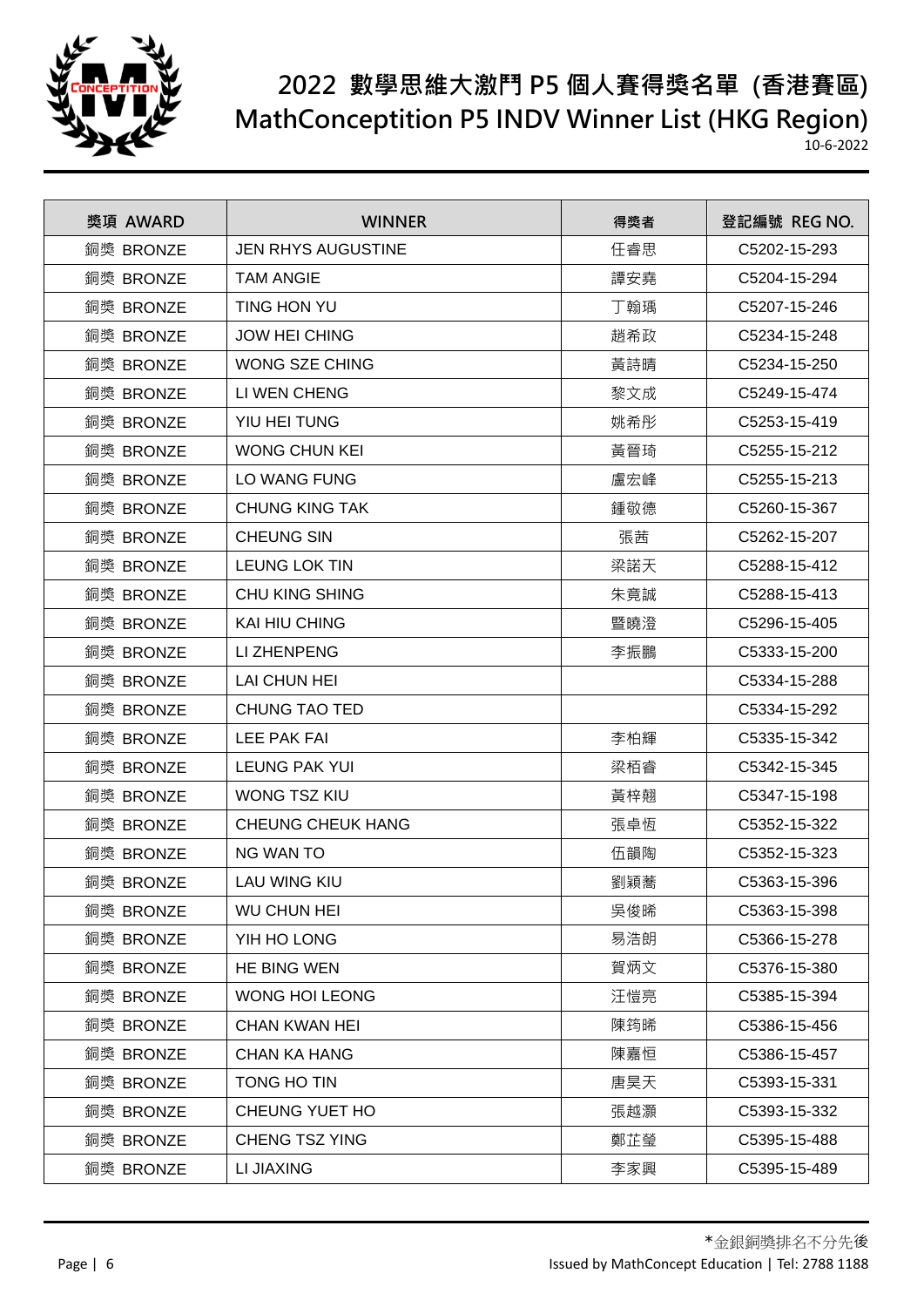# 2022 數學思維大激鬥 P5 個人賽得獎名單 (香港賽區)
# MathConceptition P5 INDV Winner List (HKG Region)

10-6-2022

| 獎項 AWARD | WINNER | 得獎者 | 登記編號 REG NO. |
|---|---|---|---|
| 銅獎 BRONZE | JEN RHYS AUGUSTINE | 任睿思 | C5202-15-293 |
| 銅獎 BRONZE | TAM ANGIE | 譚安堯 | C5204-15-294 |
| 銅獎 BRONZE | TING HON YU | 丁翰瑀 | C5207-15-246 |
| 銅獎 BRONZE | JOW HEI CHING | 趙希政 | C5234-15-248 |
| 銅獎 BRONZE | WONG SZE CHING | 黃詩晴 | C5234-15-250 |
| 銅獎 BRONZE | LI WEN CHENG | 黎文成 | C5249-15-474 |
| 銅獎 BRONZE | YIU HEI TUNG | 姚希彤 | C5253-15-419 |
| 銅獎 BRONZE | WONG CHUN KEI | 黃晉琦 | C5255-15-212 |
| 銅獎 BRONZE | LO WANG FUNG | 盧宏峰 | C5255-15-213 |
| 銅獎 BRONZE | CHUNG KING TAK | 鍾敬德 | C5260-15-367 |
| 銅獎 BRONZE | CHEUNG SIN | 張茜 | C5262-15-207 |
| 銅獎 BRONZE | LEUNG LOK TIN | 梁諾天 | C5288-15-412 |
| 銅獎 BRONZE | CHU KING SHING | 朱竟誠 | C5288-15-413 |
| 銅獎 BRONZE | KAI HIU CHING | 暨曉澄 | C5296-15-405 |
| 銅獎 BRONZE | LI ZHENPENG | 李振鵬 | C5333-15-200 |
| 銅獎 BRONZE | LAI CHUN HEI | | C5334-15-288 |
| 銅獎 BRONZE | CHUNG TAO TED | | C5334-15-292 |
| 銅獎 BRONZE | LEE PAK FAI | 李柏輝 | C5335-15-342 |
| 銅獎 BRONZE | LEUNG PAK YUI | 梁栢睿 | C5342-15-345 |
| 銅獎 BRONZE | WONG TSZ KIU | 黃梓翹 | C5347-15-198 |
| 銅獎 BRONZE | CHEUNG CHEUK HANG | 張卓恆 | C5352-15-322 |
| 銅獎 BRONZE | NG WAN TO | 伍韻陶 | C5352-15-323 |
| 銅獎 BRONZE | LAU WING KIU | 劉穎蕎 | C5363-15-396 |
| 銅獎 BRONZE | WU CHUN HEI | 吳俊晞 | C5363-15-398 |
| 銅獎 BRONZE | YIH HO LONG | 易浩朗 | C5366-15-278 |
| 銅獎 BRONZE | HE BING WEN | 賀炳文 | C5376-15-380 |
| 銅獎 BRONZE | WONG HOI LEONG | 汪愷亮 | C5385-15-394 |
| 銅獎 BRONZE | CHAN KWAN HEI | 陳筠晞 | C5386-15-456 |
| 銅獎 BRONZE | CHAN KA HANG | 陳嘉恒 | C5386-15-457 |
| 銅獎 BRONZE | TONG HO TIN | 唐昊天 | C5393-15-331 |
| 銅獎 BRONZE | CHEUNG YUET HO | 張越灝 | C5393-15-332 |
| 銅獎 BRONZE | CHENG TSZ YING | 鄭芷瑩 | C5395-15-488 |
| 銅獎 BRONZE | LI JIAXING | 李家興 | C5395-15-489 |

*金銀銅獎排名不分先後

Issued by MathConcept Education | Tel: 2788 1188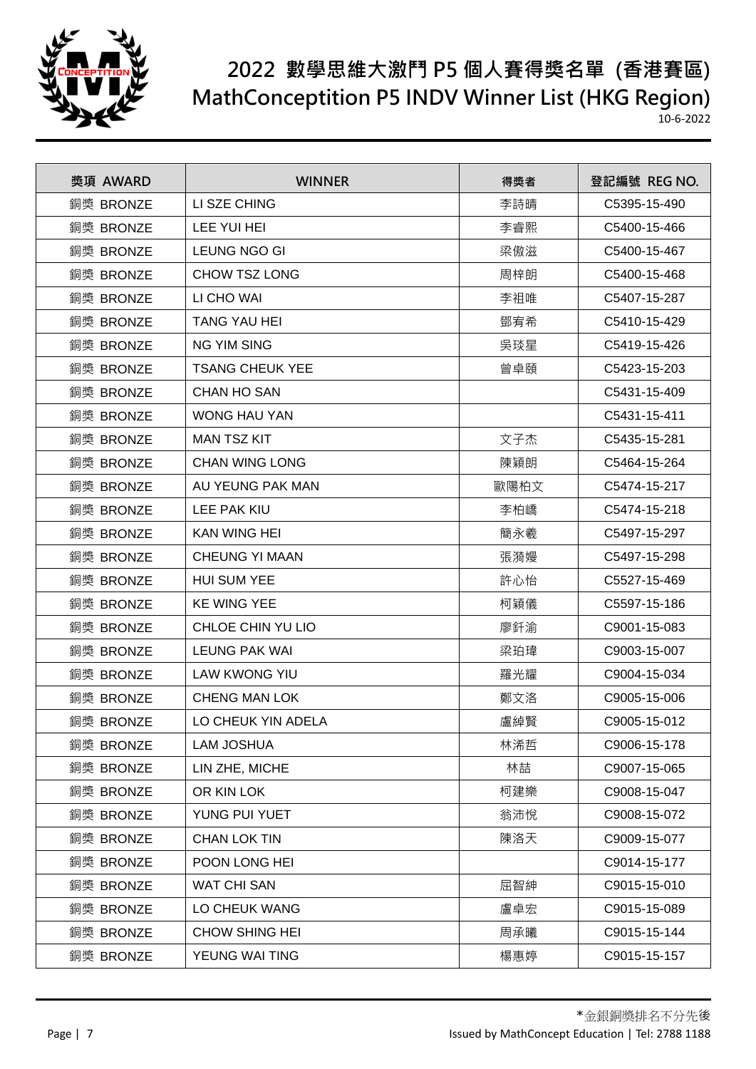# 2022 數學思維大激鬥 P5 個人賽得獎名單 (香港賽區)
# MathConceptition P5 INDV Winner List (HKG Region)

10-6-2022

| 獎項 AWARD | WINNER | 得獎者 | 登記編號 REG NO. |
|---|---|---|---|
| 銅獎 BRONZE | LI SZE CHING | 李詩晴 | C5395-15-490 |
| 銅獎 BRONZE | LEE YUI HEI | 李睿熙 | C5400-15-466 |
| 銅獎 BRONZE | LEUNG NGO GI | 梁傲滋 | C5400-15-467 |
| 銅獎 BRONZE | CHOW TSZ LONG | 周梓朗 | C5400-15-468 |
| 銅獎 BRONZE | LI CHO WAI | 李祖唯 | C5407-15-287 |
| 銅獎 BRONZE | TANG YAU HEI | 鄧宥希 | C5410-15-429 |
| 銅獎 BRONZE | NG YIM SING | 吳琰星 | C5419-15-426 |
| 銅獎 BRONZE | TSANG CHEUK YEE | 曾卓頤 | C5423-15-203 |
| 銅獎 BRONZE | CHAN HO SAN | | C5431-15-409 |
| 銅獎 BRONZE | WONG HAU YAN | | C5431-15-411 |
| 銅獎 BRONZE | MAN TSZ KIT | 文子杰 | C5435-15-281 |
| 銅獎 BRONZE | CHAN WING LONG | 陳穎朗 | C5464-15-264 |
| 銅獎 BRONZE | AU YEUNG PAK MAN | 歐陽柏文 | C5474-15-217 |
| 銅獎 BRONZE | LEE PAK KIU | 李柏嶠 | C5474-15-218 |
| 銅獎 BRONZE | KAN WING HEI | 簡永羲 | C5497-15-297 |
| 銅獎 BRONZE | CHEUNG YI MAAN | 張漪嫚 | C5497-15-298 |
| 銅獎 BRONZE | HUI SUM YEE | 許心怡 | C5527-15-469 |
| 銅獎 BRONZE | KE WING YEE | 柯穎儀 | C5597-15-186 |
| 銅獎 BRONZE | CHLOE CHIN YU LIO | 廖釺渝 | C9001-15-083 |
| 銅獎 BRONZE | LEUNG PAK WAI | 梁珀瑋 | C9003-15-007 |
| 銅獎 BRONZE | LAW KWONG YIU | 羅光耀 | C9004-15-034 |
| 銅獎 BRONZE | CHENG MAN LOK | 鄭文洛 | C9005-15-006 |
| 銅獎 BRONZE | LO CHEUK YIN ADELA | 盧綽賢 | C9005-15-012 |
| 銅獎 BRONZE | LAM JOSHUA | 林浠哲 | C9006-15-178 |
| 銅獎 BRONZE | LIN ZHE, MICHE | 林喆 | C9007-15-065 |
| 銅獎 BRONZE | OR KIN LOK | 柯建樂 | C9008-15-047 |
| 銅獎 BRONZE | YUNG PUI YUET | 翁沛悅 | C9008-15-072 |
| 銅獎 BRONZE | CHAN LOK TIN | 陳洛天 | C9009-15-077 |
| 銅獎 BRONZE | POON LONG HEI | | C9014-15-177 |
| 銅獎 BRONZE | WAT CHI SAN | 屈智紳 | C9015-15-010 |
| 銅獎 BRONZE | LO CHEUK WANG | 盧卓宏 | C9015-15-089 |
| 銅獎 BRONZE | CHOW SHING HEI | 周承曦 | C9015-15-144 |
| 銅獎 BRONZE | YEUNG WAI TING | 楊惠婷 | C9015-15-157 |

*金銀銅獎排名不分先後

Issued by MathConcept Education | Tel: 2788 1188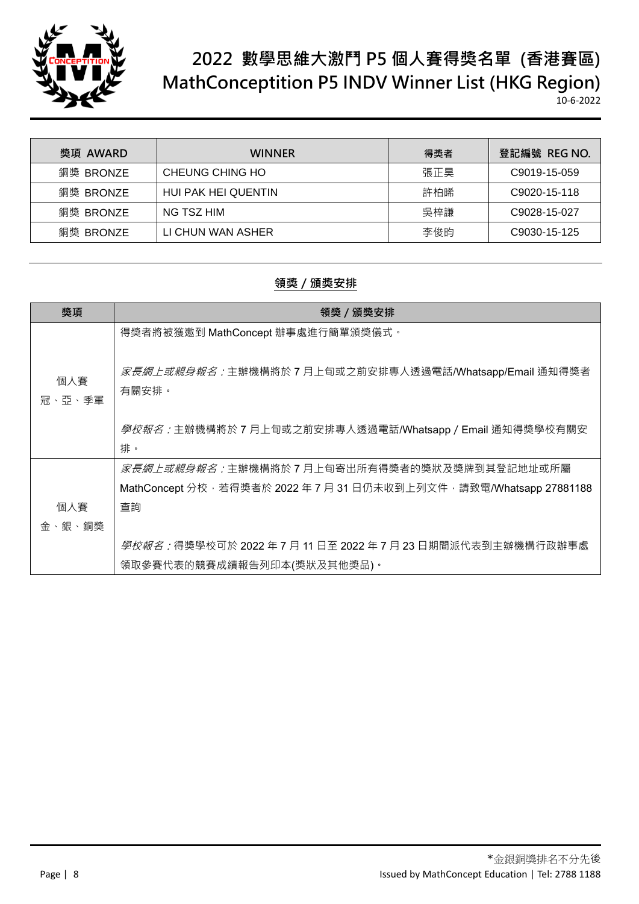# 2022 數學思維大激鬥 P5 個人賽得獎名單 (香港賽區)

# MathConception P5 INDV Winner List (HKG Region)

10-6-2022

| 獎項 AWARD | WINNER | 得獎者 | 登記編號 REG NO. |
|---|---|---|---|
| 銅獎 BRONZE | CHEUNG CHING HO | 張正昊 | C9019-15-059 |
| 銅獎 BRONZE | HUI PAK HEI QUENTIN | 許柏晞 | C9020-15-118 |
| 銅獎 BRONZE | NG TSZ HIM | 吳梓謙 | C9028-15-027 |
| 銅獎 BRONZE | LI CHUN WAN ASHER | 李俊昀 | C9030-15-125 |

## 領獎 / 頒獎安排

| 獎項 | 領獎 / 頒獎安排 |
|---|---|
| 個人賽 冠、亞、季軍 | 得獎者將被獲邀到 MathConcept 辦事處進行簡單頒獎儀式。<br><br>*家長網上或親身報名：*主辦機構將於 7 月上旬或之前安排專人透過電話/Whatsapp/Email 通知得獎者有關安排。<br><br>*學校報名：*主辦機構將於 7 月上旬或之前安排專人透過電話/Whatsapp / Email 通知得獎學校有關安排。 |
| 個人賽 金、銀、銅獎 | *家長網上或親身報名：*主辦機構將於 7 月上旬寄出所有得獎者的獎狀及獎牌到其登記地址或所屬 MathConcept 分校，若得獎者於 2022 年 7 月 31 日仍未收到上列文件，請致電/Whatsapp 27881188 查詢<br><br>*學校報名：*得獎學校可於 2022 年 7 月 11 日至 2022 年 7 月 23 日期間派代表到主辦機構行政辦事處領取參賽代表的競賽成績報告列印本(獎狀及其他獎品)。 |

*金銀銅獎排名不分先後

Issued by MathConcept Education | Tel: 2788 1188